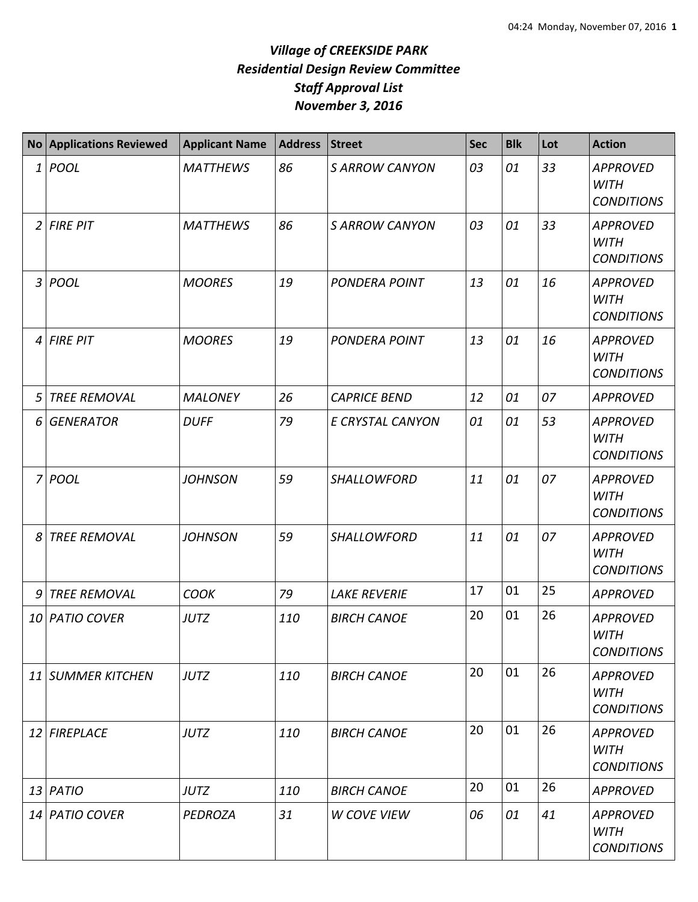# *Village of CREEKSIDE PARK*
## *Residential Design Review Committee*
## *Staff Approval List*
## *November 3, 2016*

| No | Applications Reviewed | Applicant Name | Address | Street | Sec | Blk | Lot | Action |
|---|---|---|---|---|---|---|---|---|
| 1 | POOL | MATTHEWS | 86 | S ARROW CANYON | 03 | 01 | 33 | APPROVED WITH CONDITIONS |
| 2 | FIRE PIT | MATTHEWS | 86 | S ARROW CANYON | 03 | 01 | 33 | APPROVED WITH CONDITIONS |
| 3 | POOL | MOORES | 19 | PONDERA POINT | 13 | 01 | 16 | APPROVED WITH CONDITIONS |
| 4 | FIRE PIT | MOORES | 19 | PONDERA POINT | 13 | 01 | 16 | APPROVED WITH CONDITIONS |
| 5 | TREE REMOVAL | MALONEY | 26 | CAPRICE BEND | 12 | 01 | 07 | APPROVED |
| 6 | GENERATOR | DUFF | 79 | E CRYSTAL CANYON | 01 | 01 | 53 | APPROVED WITH CONDITIONS |
| 7 | POOL | JOHNSON | 59 | SHALLOWFORD | 11 | 01 | 07 | APPROVED WITH CONDITIONS |
| 8 | TREE REMOVAL | JOHNSON | 59 | SHALLOWFORD | 11 | 01 | 07 | APPROVED WITH CONDITIONS |
| 9 | TREE REMOVAL | COOK | 79 | LAKE REVERIE | 17 | 01 | 25 | APPROVED |
| 10 | PATIO COVER | JUTZ | 110 | BIRCH CANOE | 20 | 01 | 26 | APPROVED WITH CONDITIONS |
| 11 | SUMMER KITCHEN | JUTZ | 110 | BIRCH CANOE | 20 | 01 | 26 | APPROVED WITH CONDITIONS |
| 12 | FIREPLACE | JUTZ | 110 | BIRCH CANOE | 20 | 01 | 26 | APPROVED WITH CONDITIONS |
| 13 | PATIO | JUTZ | 110 | BIRCH CANOE | 20 | 01 | 26 | APPROVED |
| 14 | PATIO COVER | PEDROZA | 31 | W COVE VIEW | 06 | 01 | 41 | APPROVED WITH CONDITIONS |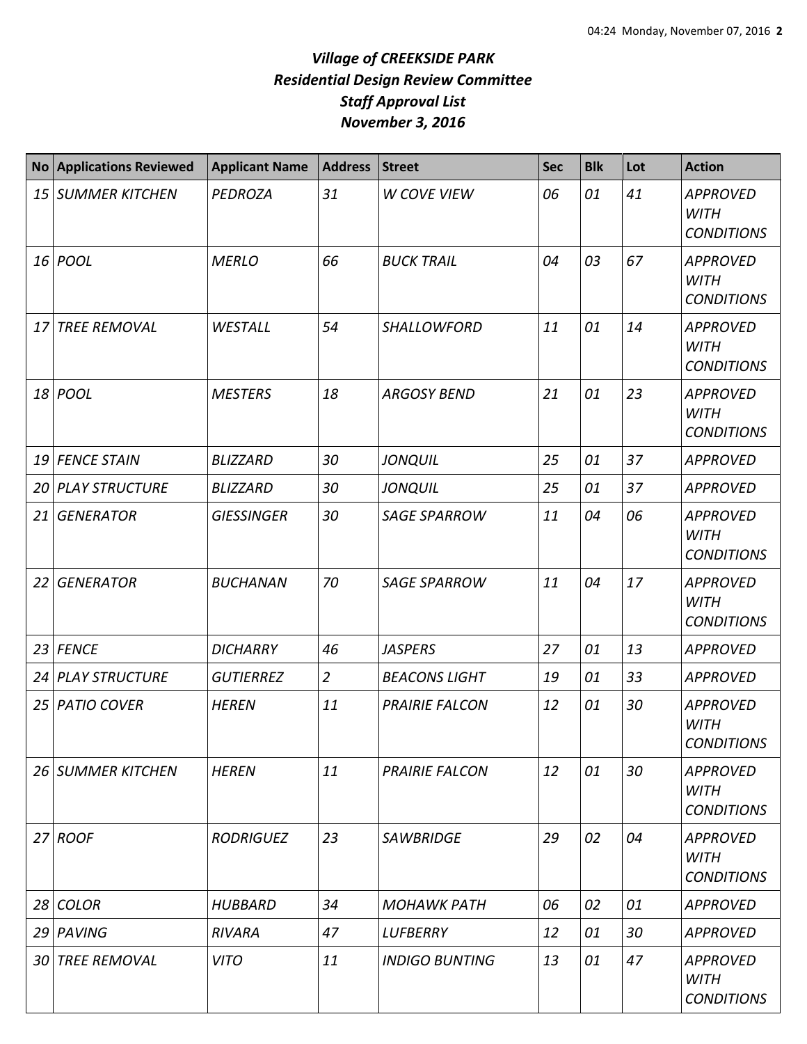***Village of CREEKSIDE PARK***
***Residential Design Review Committee***
***Staff Approval List***
***November 3, 2016***

| No | Applications Reviewed | Applicant Name | Address | Street | Sec | Blk | Lot | Action |
|---|---|---|---|---|---|---|---|---|
| *15* | *SUMMER KITCHEN* | *PEDROZA* | *31* | *W COVE VIEW* | *06* | *01* | *41* | *APPROVED WITH CONDITIONS* |
| *16* | *POOL* | *MERLO* | *66* | *BUCK TRAIL* | *04* | *03* | *67* | *APPROVED WITH CONDITIONS* |
| *17* | *TREE REMOVAL* | *WESTALL* | *54* | *SHALLOWFORD* | *11* | *01* | *14* | *APPROVED WITH CONDITIONS* |
| *18* | *POOL* | *MESTERS* | *18* | *ARGOSY BEND* | *21* | *01* | *23* | *APPROVED WITH CONDITIONS* |
| *19* | *FENCE STAIN* | *BLIZZARD* | *30* | *JONQUIL* | *25* | *01* | *37* | *APPROVED* |
| *20* | *PLAY STRUCTURE* | *BLIZZARD* | *30* | *JONQUIL* | *25* | *01* | *37* | *APPROVED* |
| *21* | *GENERATOR* | *GIESSINGER* | *30* | *SAGE SPARROW* | *11* | *04* | *06* | *APPROVED WITH CONDITIONS* |
| *22* | *GENERATOR* | *BUCHANAN* | *70* | *SAGE SPARROW* | *11* | *04* | *17* | *APPROVED WITH CONDITIONS* |
| *23* | *FENCE* | *DICHARRY* | *46* | *JASPERS* | *27* | *01* | *13* | *APPROVED* |
| *24* | *PLAY STRUCTURE* | *GUTIERREZ* | *2* | *BEACONS LIGHT* | *19* | *01* | *33* | *APPROVED* |
| *25* | *PATIO COVER* | *HEREN* | *11* | *PRAIRIE FALCON* | *12* | *01* | *30* | *APPROVED WITH CONDITIONS* |
| *26* | *SUMMER KITCHEN* | *HEREN* | *11* | *PRAIRIE FALCON* | *12* | *01* | *30* | *APPROVED WITH CONDITIONS* |
| *27* | *ROOF* | *RODRIGUEZ* | *23* | *SAWBRIDGE* | *29* | *02* | *04* | *APPROVED WITH CONDITIONS* |
| *28* | *COLOR* | *HUBBARD* | *34* | *MOHAWK PATH* | *06* | *02* | *01* | *APPROVED* |
| *29* | *PAVING* | *RIVARA* | *47* | *LUFBERRY* | *12* | *01* | *30* | *APPROVED* |
| *30* | *TREE REMOVAL* | *VITO* | *11* | *INDIGO BUNTING* | *13* | *01* | *47* | *APPROVED WITH CONDITIONS* |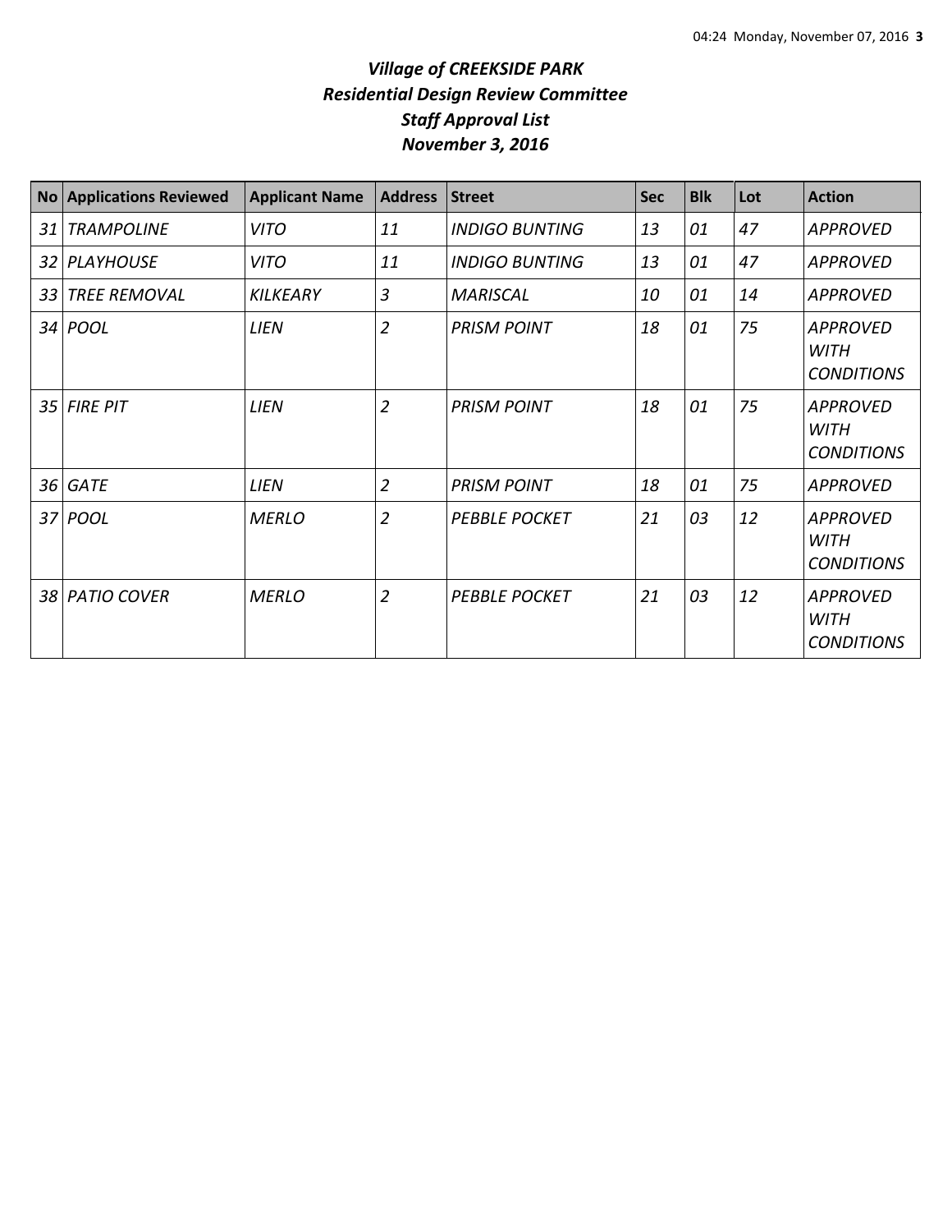# *Village of CREEKSIDE PARK*
## *Residential Design Review Committee*
## *Staff Approval List*
## *November 3, 2016*

| No | Applications Reviewed | Applicant Name | Address | Street | Sec | Blk | Lot | Action |
|---|---|---|---|---|---|---|---|---|
| *31* | *TRAMPOLINE* | *VITO* | *11* | *INDIGO BUNTING* | *13* | *01* | *47* | *APPROVED* |
| *32* | *PLAYHOUSE* | *VITO* | *11* | *INDIGO BUNTING* | *13* | *01* | *47* | *APPROVED* |
| *33* | *TREE REMOVAL* | *KILKEARY* | *3* | *MARISCAL* | *10* | *01* | *14* | *APPROVED* |
| *34* | *POOL* | *LIEN* | *2* | *PRISM POINT* | *18* | *01* | *75* | *APPROVED WITH CONDITIONS* |
| *35* | *FIRE PIT* | *LIEN* | *2* | *PRISM POINT* | *18* | *01* | *75* | *APPROVED WITH CONDITIONS* |
| *36* | *GATE* | *LIEN* | *2* | *PRISM POINT* | *18* | *01* | *75* | *APPROVED* |
| *37* | *POOL* | *MERLO* | *2* | *PEBBLE POCKET* | *21* | *03* | *12* | *APPROVED WITH CONDITIONS* |
| *38* | *PATIO COVER* | *MERLO* | *2* | *PEBBLE POCKET* | *21* | *03* | *12* | *APPROVED WITH CONDITIONS* |